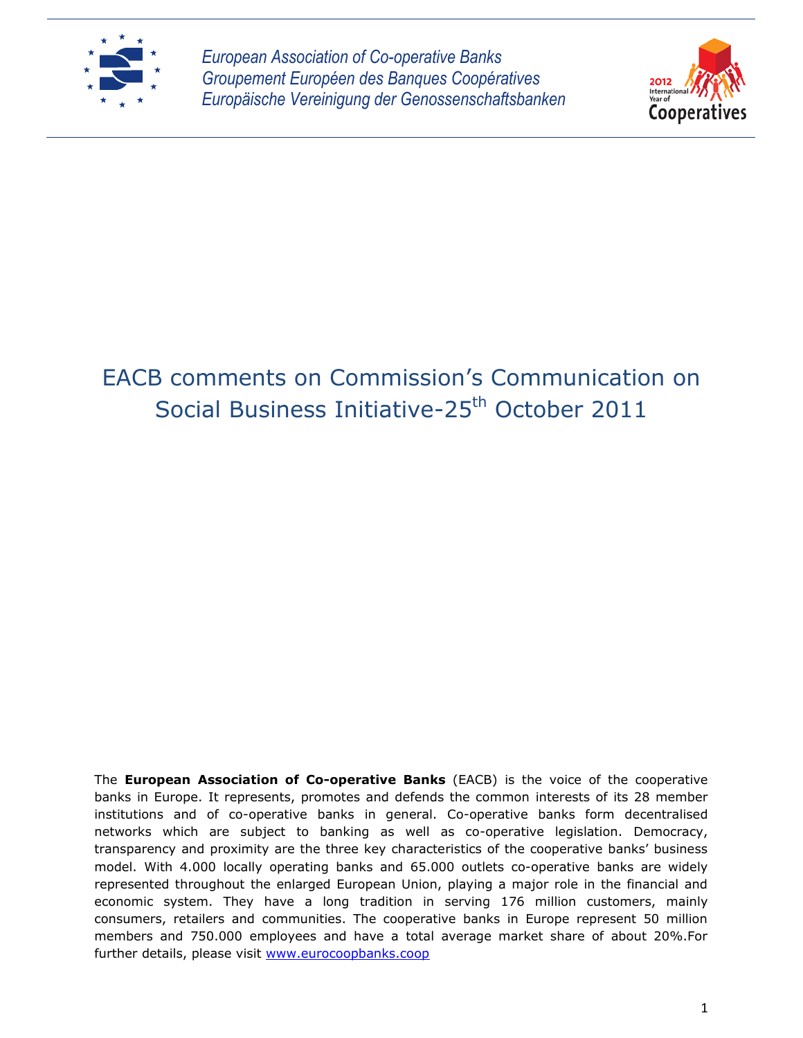*European Association of Co-operative Banks*
*Groupement Européen des Banques Coopératives*
*Europäische Vereinigung der Genossenschaftsbanken*

2012 International Year of Cooperatives

# EACB comments on Commission's Communication on Social Business Initiative-25th October 2011

The **European Association of Co-operative Banks** (EACB) is the voice of the cooperative banks in Europe. It represents, promotes and defends the common interests of its 28 member institutions and of co-operative banks in general. Co-operative banks form decentralised networks which are subject to banking as well as co-operative legislation. Democracy, transparency and proximity are the three key characteristics of the cooperative banks' business model. With 4.000 locally operating banks and 65.000 outlets co-operative banks are widely represented throughout the enlarged European Union, playing a major role in the financial and economic system. They have a long tradition in serving 176 million customers, mainly consumers, retailers and communities. The cooperative banks in Europe represent 50 million members and 750.000 employees and have a total average market share of about 20%.For further details, please visit www.eurocoopbanks.coop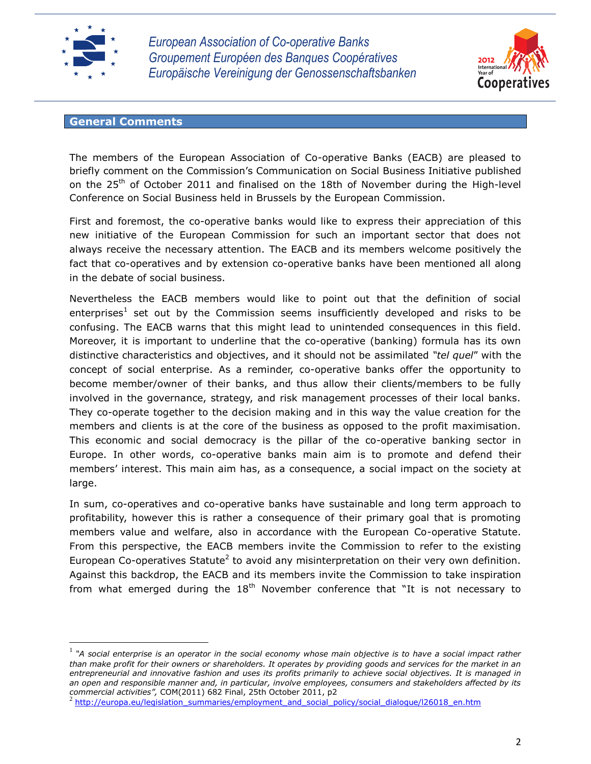## General Comments

The members of the European Association of Co-operative Banks (EACB) are pleased to briefly comment on the Commission's Communication on Social Business Initiative published on the 25th of October 2011 and finalised on the 18th of November during the High-level Conference on Social Business held in Brussels by the European Commission.

First and foremost, the co-operative banks would like to express their appreciation of this new initiative of the European Commission for such an important sector that does not always receive the necessary attention. The EACB and its members welcome positively the fact that co-operatives and by extension co-operative banks have been mentioned all along in the debate of social business.

Nevertheless the EACB members would like to point out that the definition of social enterprises[1] set out by the Commission seems insufficiently developed and risks to be confusing. The EACB warns that this might lead to unintended consequences in this field. Moreover, it is important to underline that the co-operative (banking) formula has its own distinctive characteristics and objectives, and it should not be assimilated *"tel quel"* with the concept of social enterprise. As a reminder, co-operative banks offer the opportunity to become member/owner of their banks, and thus allow their clients/members to be fully involved in the governance, strategy, and risk management processes of their local banks. They co-operate together to the decision making and in this way the value creation for the members and clients is at the core of the business as opposed to the profit maximisation. This economic and social democracy is the pillar of the co-operative banking sector in Europe. In other words, co-operative banks main aim is to promote and defend their members' interest. This main aim has, as a consequence, a social impact on the society at large.

In sum, co-operatives and co-operative banks have sustainable and long term approach to profitability, however this is rather a consequence of their primary goal that is promoting members value and welfare, also in accordance with the European Co-operative Statute. From this perspective, the EACB members invite the Commission to refer to the existing European Co-operatives Statute[2] to avoid any misinterpretation on their very own definition. Against this backdrop, the EACB and its members invite the Commission to take inspiration from what emerged during the 18th November conference that "It is not necessary to

---

[1] *"A social enterprise is an operator in the social economy whose main objective is to have a social impact rather than make profit for their owners or shareholders. It operates by providing goods and services for the market in an entrepreneurial and innovative fashion and uses its profits primarily to achieve social objectives. It is managed in an open and responsible manner and, in particular, involve employees, consumers and stakeholders affected by its commercial activities",* COM(2011) 682 Final, 25th October 2011, p2

[2] http://europa.eu/legislation_summaries/employment_and_social_policy/social_dialogue/l26018_en.htm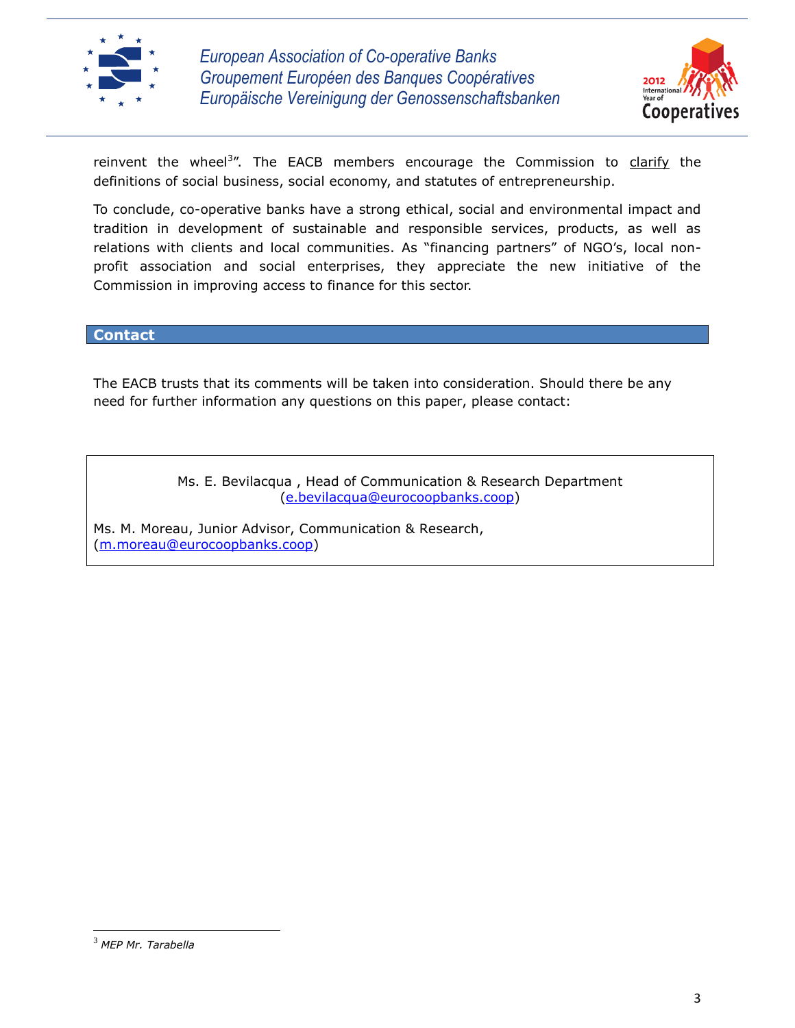reinvent the wheel[3]". The EACB members encourage the Commission to clarify the definitions of social business, social economy, and statutes of entrepreneurship.

To conclude, co-operative banks have a strong ethical, social and environmental impact and tradition in development of sustainable and responsible services, products, as well as relations with clients and local communities. As "financing partners" of NGO's, local non-profit association and social enterprises, they appreciate the new initiative of the Commission in improving access to finance for this sector.

## Contact

The EACB trusts that its comments will be taken into consideration. Should there be any need for further information any questions on this paper, please contact:

Ms. E. Bevilacqua , Head of Communication & Research Department
(e.bevilacqua@eurocoopbanks.coop)

Ms. M. Moreau, Junior Advisor, Communication & Research,
(m.moreau@eurocoopbanks.coop)

---

[3] *MEP Mr. Tarabella*